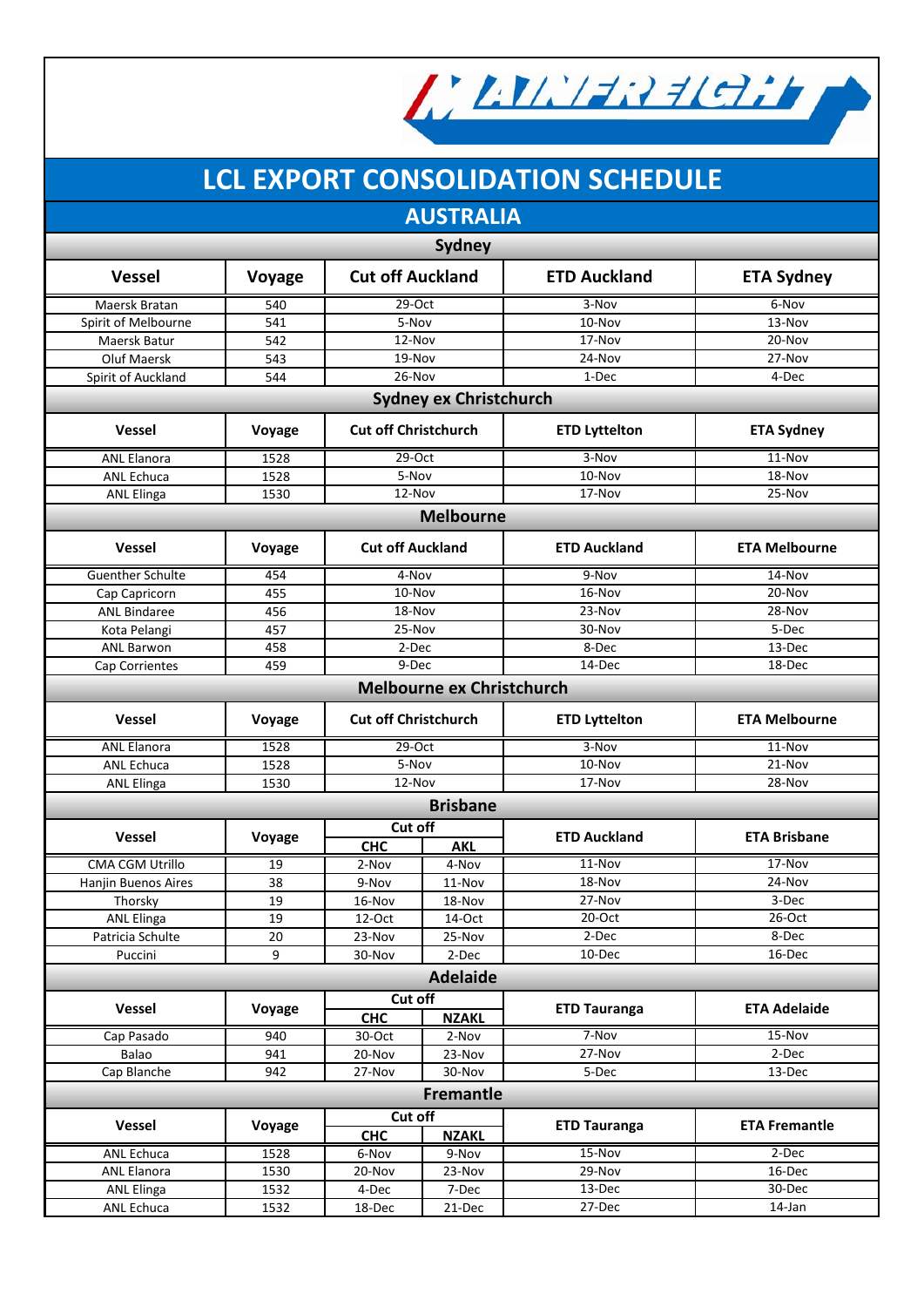# LCL EXPORT CONSOLIDATION SCHEDULE

## AUSTRALIA

### Sydney

| Vessel | Voyage | Cut off Auckland | ETD Auckland | ETA Sydney |
|---|---|---|---|---|
| Maersk Bratan | 540 | 29-Oct | 3-Nov | 6-Nov |
| Spirit of Melbourne | 541 | 5-Nov | 10-Nov | 13-Nov |
| Maersk Batur | 542 | 12-Nov | 17-Nov | 20-Nov |
| Oluf Maersk | 543 | 19-Nov | 24-Nov | 27-Nov |
| Spirit of Auckland | 544 | 26-Nov | 1-Dec | 4-Dec |

### Sydney ex Christchurch

| Vessel | Voyage | Cut off Christchurch | ETD Lyttelton | ETA Sydney |
|---|---|---|---|---|
| ANL Elanora | 1528 | 29-Oct | 3-Nov | 11-Nov |
| ANL Echuca | 1528 | 5-Nov | 10-Nov | 18-Nov |
| ANL Elinga | 1530 | 12-Nov | 17-Nov | 25-Nov |

### Melbourne

| Vessel | Voyage | Cut off Auckland | ETD Auckland | ETA Melbourne |
|---|---|---|---|---|
| Guenther Schulte | 454 | 4-Nov | 9-Nov | 14-Nov |
| Cap Capricorn | 455 | 10-Nov | 16-Nov | 20-Nov |
| ANL Bindaree | 456 | 18-Nov | 23-Nov | 28-Nov |
| Kota Pelangi | 457 | 25-Nov | 30-Nov | 5-Dec |
| ANL Barwon | 458 | 2-Dec | 8-Dec | 13-Dec |
| Cap Corrientes | 459 | 9-Dec | 14-Dec | 18-Dec |

### Melbourne ex Christchurch

| Vessel | Voyage | Cut off Christchurch | ETD Lyttelton | ETA Melbourne |
|---|---|---|---|---|
| ANL Elanora | 1528 | 29-Oct | 3-Nov | 11-Nov |
| ANL Echuca | 1528 | 5-Nov | 10-Nov | 21-Nov |
| ANL Elinga | 1530 | 12-Nov | 17-Nov | 28-Nov |

### Brisbane

| Vessel | Voyage | Cut off | | ETD Auckland | ETA Brisbane |
|---|---|---|---|---|---|
| | | CHC | AKL | | |
| CMA CGM Utrillo | 19 | 2-Nov | 4-Nov | 11-Nov | 17-Nov |
| Hanjin Buenos Aires | 38 | 9-Nov | 11-Nov | 18-Nov | 24-Nov |
| Thorsky | 19 | 16-Nov | 18-Nov | 27-Nov | 3-Dec |
| ANL Elinga | 19 | 12-Oct | 14-Oct | 20-Oct | 26-Oct |
| Patricia Schulte | 20 | 23-Nov | 25-Nov | 2-Dec | 8-Dec |
| Puccini | 9 | 30-Nov | 2-Dec | 10-Dec | 16-Dec |

### Adelaide

| Vessel | Voyage | Cut off | | ETD Tauranga | ETA Adelaide |
|---|---|---|---|---|---|
| | | CHC | NZAKL | | |
| Cap Pasado | 940 | 30-Oct | 2-Nov | 7-Nov | 15-Nov |
| Balao | 941 | 20-Nov | 23-Nov | 27-Nov | 2-Dec |
| Cap Blanche | 942 | 27-Nov | 30-Nov | 5-Dec | 13-Dec |

### Fremantle

| Vessel | Voyage | Cut off | | ETD Tauranga | ETA Fremantle |
|---|---|---|---|---|---|
| | | CHC | NZAKL | | |
| ANL Echuca | 1528 | 6-Nov | 9-Nov | 15-Nov | 2-Dec |
| ANL Elanora | 1530 | 20-Nov | 23-Nov | 29-Nov | 16-Dec |
| ANL Elinga | 1532 | 4-Dec | 7-Dec | 13-Dec | 30-Dec |
| ANL Echuca | 1532 | 18-Dec | 21-Dec | 27-Dec | 14-Jan |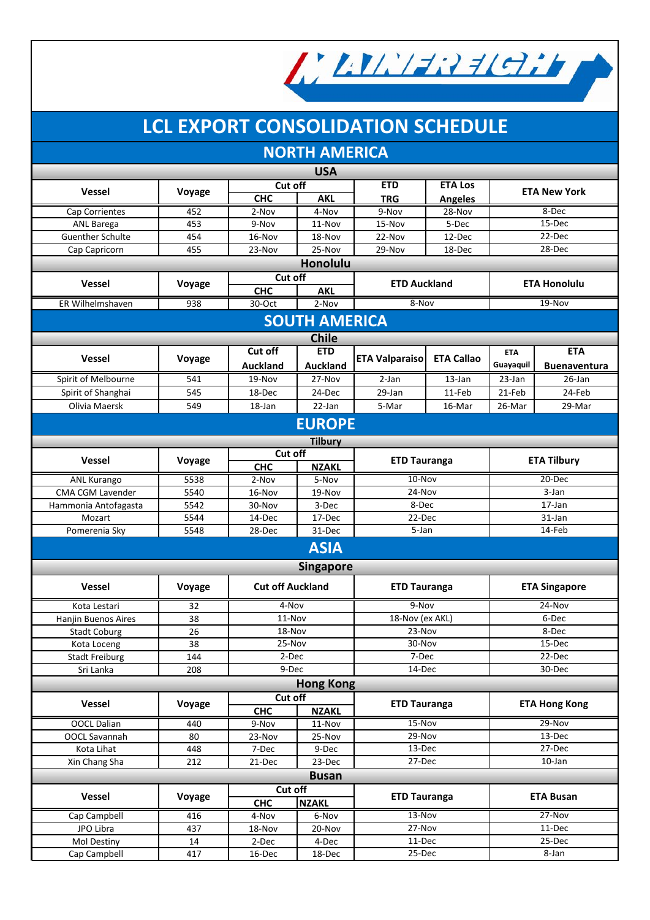# LCL EXPORT CONSOLIDATION SCHEDULE

## NORTH AMERICA

### USA

| Vessel | Voyage | Cut off | | ETD | ETA Los Angeles | ETA New York |
|---|---|---|---|---|---|---|
| | | CHC | AKL | TRG | | |
| Cap Corrientes | 452 | 2-Nov | 4-Nov | 9-Nov | 28-Nov | 8-Dec |
| ANL Barega | 453 | 9-Nov | 11-Nov | 15-Nov | 5-Dec | 15-Dec |
| Guenther Schulte | 454 | 16-Nov | 18-Nov | 22-Nov | 12-Dec | 22-Dec |
| Cap Capricorn | 455 | 23-Nov | 25-Nov | 29-Nov | 18-Dec | 28-Dec |

### Honolulu

| Vessel | Voyage | Cut off | | ETD Auckland | ETA Honolulu |
|---|---|---|---|---|---|
| | | CHC | AKL | | |
| ER Wilhelmshaven | 938 | 30-Oct | 2-Nov | 8-Nov | 19-Nov |

## SOUTH AMERICA

### Chile

| Vessel | Voyage | Cut off Auckland | ETD Auckland | ETA Valparaiso | ETA Callao | ETA Guayaquil | ETA Buenaventura |
|---|---|---|---|---|---|---|---|
| Spirit of Melbourne | 541 | 19-Nov | 27-Nov | 2-Jan | 13-Jan | 23-Jan | 26-Jan |
| Spirit of Shanghai | 545 | 18-Dec | 24-Dec | 29-Jan | 11-Feb | 21-Feb | 24-Feb |
| Olivia Maersk | 549 | 18-Jan | 22-Jan | 5-Mar | 16-Mar | 26-Mar | 29-Mar |

## EUROPE

### Tilbury

| Vessel | Voyage | Cut off | | ETD Tauranga | ETA Tilbury |
|---|---|---|---|---|---|
| | | CHC | NZAKL | | |
| ANL Kurango | 5538 | 2-Nov | 5-Nov | 10-Nov | 20-Dec |
| CMA CGM Lavender | 5540 | 16-Nov | 19-Nov | 24-Nov | 3-Jan |
| Hammonia Antofagasta | 5542 | 30-Nov | 3-Dec | 8-Dec | 17-Jan |
| Mozart | 5544 | 14-Dec | 17-Dec | 22-Dec | 31-Jan |
| Pomerenia Sky | 5548 | 28-Dec | 31-Dec | 5-Jan | 14-Feb |

## ASIA

### Singapore

| Vessel | Voyage | Cut off Auckland | ETD Tauranga | ETA Singapore |
|---|---|---|---|---|
| Kota Lestari | 32 | 4-Nov | 9-Nov | 24-Nov |
| Hanjin Buenos Aires | 38 | 11-Nov | 18-Nov (ex AKL) | 6-Dec |
| Stadt Coburg | 26 | 18-Nov | 23-Nov | 8-Dec |
| Kota Loceng | 38 | 25-Nov | 30-Nov | 15-Dec |
| Stadt Freiburg | 144 | 2-Dec | 7-Dec | 22-Dec |
| Sri Lanka | 208 | 9-Dec | 14-Dec | 30-Dec |

### Hong Kong

| Vessel | Voyage | Cut off | | ETD Tauranga | ETA Hong Kong |
|---|---|---|---|---|---|
| | | CHC | NZAKL | | |
| OOCL Dalian | 440 | 9-Nov | 11-Nov | 15-Nov | 29-Nov |
| OOCL Savannah | 80 | 23-Nov | 25-Nov | 29-Nov | 13-Dec |
| Kota Lihat | 448 | 7-Dec | 9-Dec | 13-Dec | 27-Dec |
| Xin Chang Sha | 212 | 21-Dec | 23-Dec | 27-Dec | 10-Jan |

### Busan

| Vessel | Voyage | Cut off | | ETD Tauranga | ETA Busan |
|---|---|---|---|---|---|
| | | CHC | NZAKL | | |
| Cap Campbell | 416 | 4-Nov | 6-Nov | 13-Nov | 27-Nov |
| JPO Libra | 437 | 18-Nov | 20-Nov | 27-Nov | 11-Dec |
| Mol Destiny | 14 | 2-Dec | 4-Dec | 11-Dec | 25-Dec |
| Cap Campbell | 417 | 16-Dec | 18-Dec | 25-Dec | 8-Jan |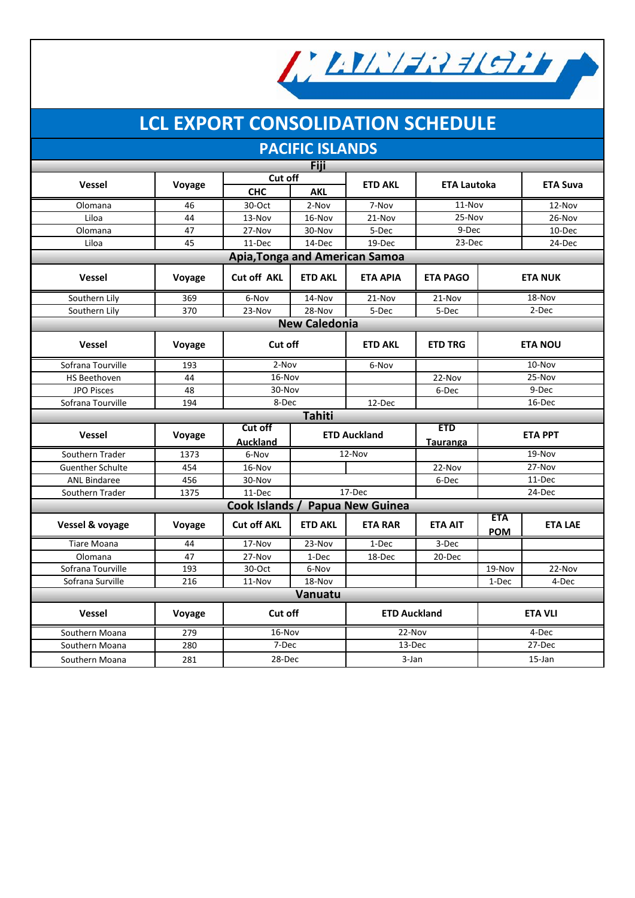# LCL EXPORT CONSOLIDATION SCHEDULE

## PACIFIC ISLANDS

### Fiji

| Vessel | Voyage | Cut off | | ETD AKL | ETA Lautoka | ETA Suva |
|---|---|---|---|---|---|---|
| | | CHC | AKL | | | |
| Olomana | 46 | 30-Oct | 2-Nov | 7-Nov | 11-Nov | 12-Nov |
| Liloa | 44 | 13-Nov | 16-Nov | 21-Nov | 25-Nov | 26-Nov |
| Olomana | 47 | 27-Nov | 30-Nov | 5-Dec | 9-Dec | 10-Dec |
| Liloa | 45 | 11-Dec | 14-Dec | 19-Dec | 23-Dec | 24-Dec |

### Apia,Tonga and American Samoa

| Vessel | Voyage | Cut off AKL | ETD AKL | ETA APIA | ETA PAGO | ETA NUK |
|---|---|---|---|---|---|---|
| Southern Lily | 369 | 6-Nov | 14-Nov | 21-Nov | 21-Nov | 18-Nov |
| Southern Lily | 370 | 23-Nov | 28-Nov | 5-Dec | 5-Dec | 2-Dec |

### New Caledonia

| Vessel | Voyage | Cut off | ETD AKL | ETD TRG | ETA NOU |
|---|---|---|---|---|---|
| Sofrana Tourville | 193 | 2-Nov | 6-Nov | | 10-Nov |
| HS Beethoven | 44 | 16-Nov | | 22-Nov | 25-Nov |
| JPO Pisces | 48 | 30-Nov | | 6-Dec | 9-Dec |
| Sofrana Tourville | 194 | 8-Dec | 12-Dec | | 16-Dec |

### Tahiti

| Vessel | Voyage | Cut off Auckland | ETD Auckland | ETD Tauranga | ETA PPT |
|---|---|---|---|---|---|
| Southern Trader | 1373 | 6-Nov | 12-Nov | | 19-Nov |
| Guenther Schulte | 454 | 16-Nov | | 22-Nov | 27-Nov |
| ANL Bindaree | 456 | 30-Nov | | 6-Dec | 11-Dec |
| Southern Trader | 1375 | 11-Dec | 17-Dec | | 24-Dec |

### Cook Islands / Papua New Guinea

| Vessel & voyage | Voyage | Cut off AKL | ETD AKL | ETA RAR | ETA AIT | ETA POM | ETA LAE |
|---|---|---|---|---|---|---|---|
| Tiare Moana | 44 | 17-Nov | 23-Nov | 1-Dec | 3-Dec | | |
| Olomana | 47 | 27-Nov | 1-Dec | 18-Dec | 20-Dec | | |
| Sofrana Tourville | 193 | 30-Oct | 6-Nov | | | 19-Nov | 22-Nov |
| Sofrana Surville | 216 | 11-Nov | 18-Nov | | | 1-Dec | 4-Dec |

### Vanuatu

| Vessel | Voyage | Cut off | ETD Auckland | ETA VLI |
|---|---|---|---|---|
| Southern Moana | 279 | 16-Nov | 22-Nov | 4-Dec |
| Southern Moana | 280 | 7-Dec | 13-Dec | 27-Dec |
| Southern Moana | 281 | 28-Dec | 3-Jan | 15-Jan |